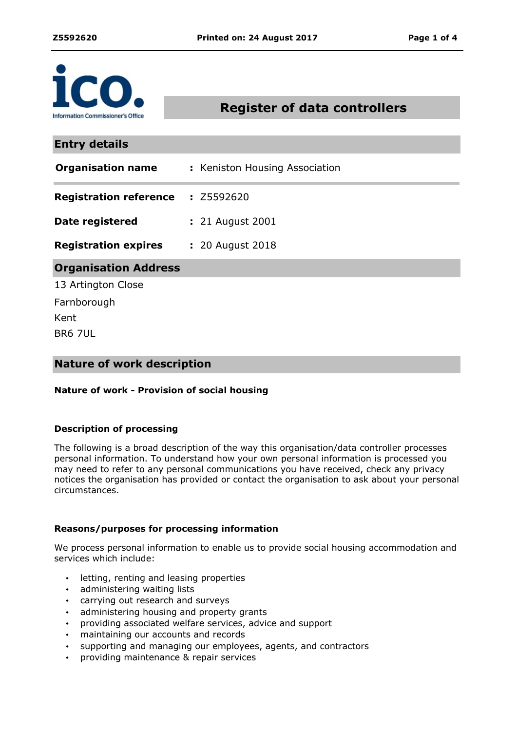# Register of data controllers

## Entry details

| | |
|---|---|
| **Organisation name** | : Keniston Housing Association |
| **Registration reference** | : Z5592620 |
| **Date registered** | : 21 August 2001 |
| **Registration expires** | : 20 August 2018 |

## Organisation Address

13 Artington Close
Farnborough
Kent
BR6 7UL

## Nature of work description

**Nature of work - Provision of social housing**

**Description of processing**

The following is a broad description of the way this organisation/data controller processes personal information. To understand how your own personal information is processed you may need to refer to any personal communications you have received, check any privacy notices the organisation has provided or contact the organisation to ask about your personal circumstances.

**Reasons/purposes for processing information**

We process personal information to enable us to provide social housing accommodation and services which include:

- letting, renting and leasing properties
- administering waiting lists
- carrying out research and surveys
- administering housing and property grants
- providing associated welfare services, advice and support
- maintaining our accounts and records
- supporting and managing our employees, agents, and contractors
- providing maintenance & repair services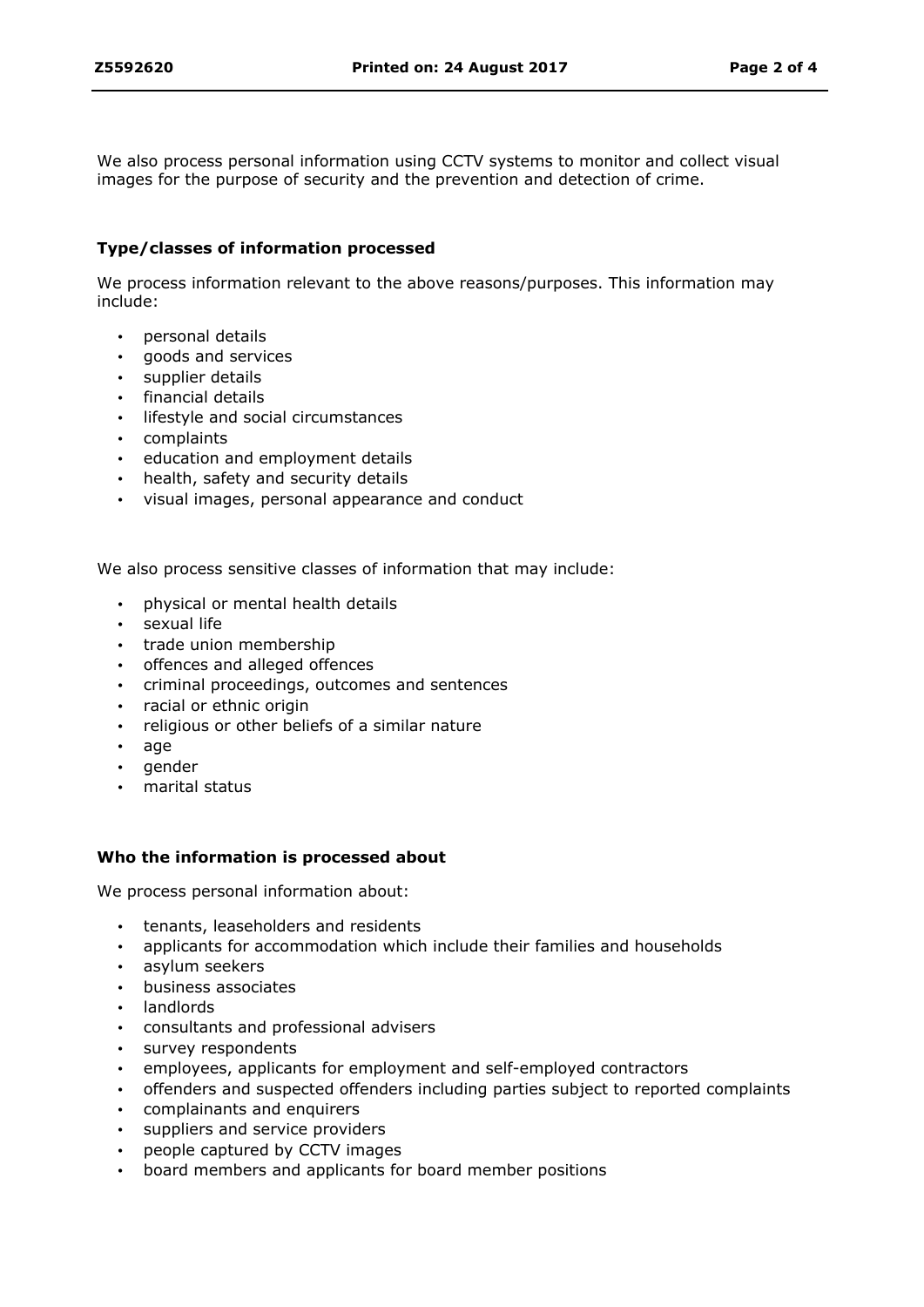We also process personal information using CCTV systems to monitor and collect visual images for the purpose of security and the prevention and detection of crime.

### Type/classes of information processed

We process information relevant to the above reasons/purposes. This information may include:

- personal details
- goods and services
- supplier details
- financial details
- lifestyle and social circumstances
- complaints
- education and employment details
- health, safety and security details
- visual images, personal appearance and conduct

We also process sensitive classes of information that may include:

- physical or mental health details
- sexual life
- trade union membership
- offences and alleged offences
- criminal proceedings, outcomes and sentences
- racial or ethnic origin
- religious or other beliefs of a similar nature
- age
- gender
- marital status

### Who the information is processed about

We process personal information about:

- tenants, leaseholders and residents
- applicants for accommodation which include their families and households
- asylum seekers
- business associates
- landlords
- consultants and professional advisers
- survey respondents
- employees, applicants for employment and self-employed contractors
- offenders and suspected offenders including parties subject to reported complaints
- complainants and enquirers
- suppliers and service providers
- people captured by CCTV images
- board members and applicants for board member positions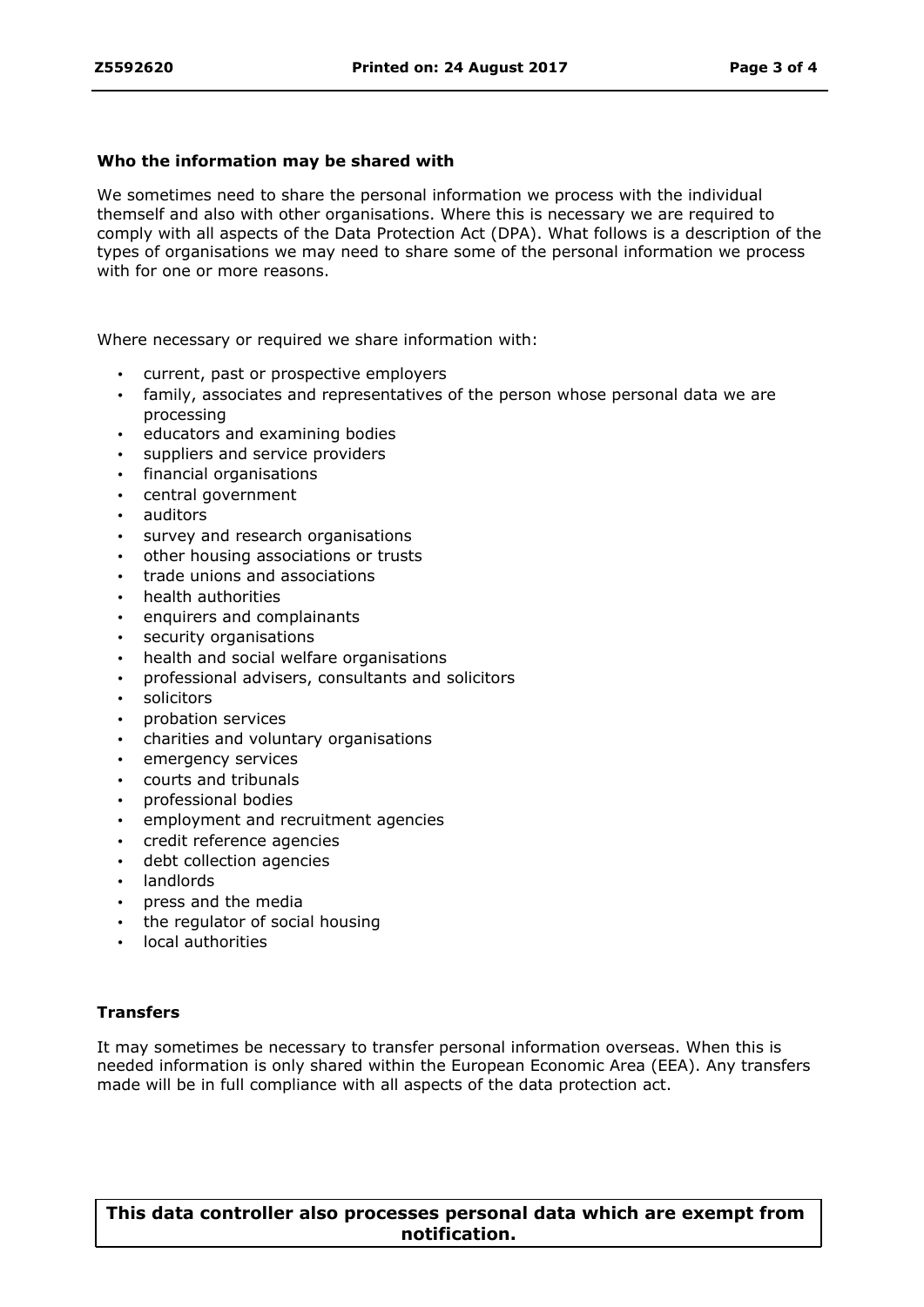**Who the information may be shared with**

We sometimes need to share the personal information we process with the individual themself and also with other organisations. Where this is necessary we are required to comply with all aspects of the Data Protection Act (DPA). What follows is a description of the types of organisations we may need to share some of the personal information we process with for one or more reasons.

Where necessary or required we share information with:

- current, past or prospective employers
- family, associates and representatives of the person whose personal data we are processing
- educators and examining bodies
- suppliers and service providers
- financial organisations
- central government
- auditors
- survey and research organisations
- other housing associations or trusts
- trade unions and associations
- health authorities
- enquirers and complainants
- security organisations
- health and social welfare organisations
- professional advisers, consultants and solicitors
- solicitors
- probation services
- charities and voluntary organisations
- emergency services
- courts and tribunals
- professional bodies
- employment and recruitment agencies
- credit reference agencies
- debt collection agencies
- landlords
- press and the media
- the regulator of social housing
- local authorities

**Transfers**

It may sometimes be necessary to transfer personal information overseas. When this is needed information is only shared within the European Economic Area (EEA). Any transfers made will be in full compliance with all aspects of the data protection act.

**This data controller also processes personal data which are exempt from notification.**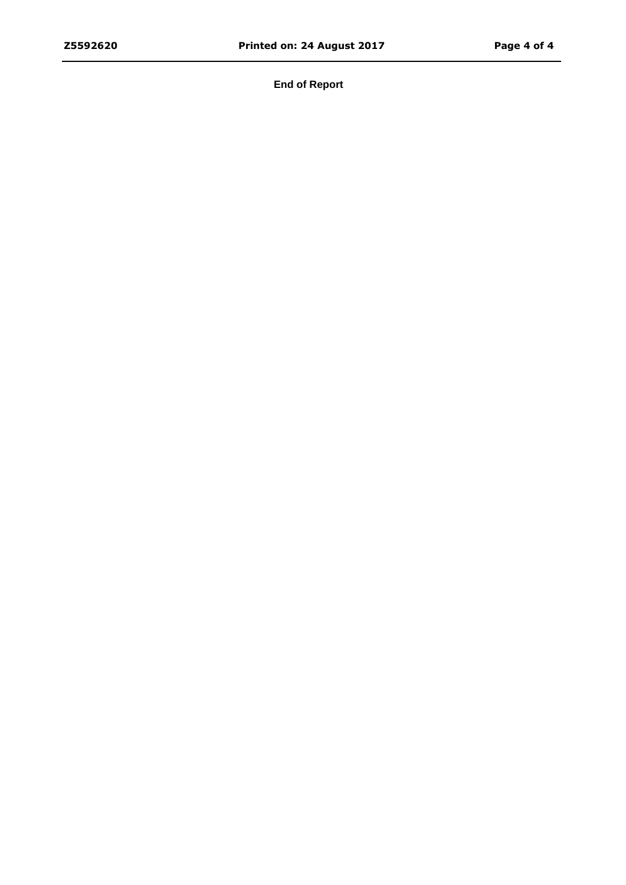**End of Report**